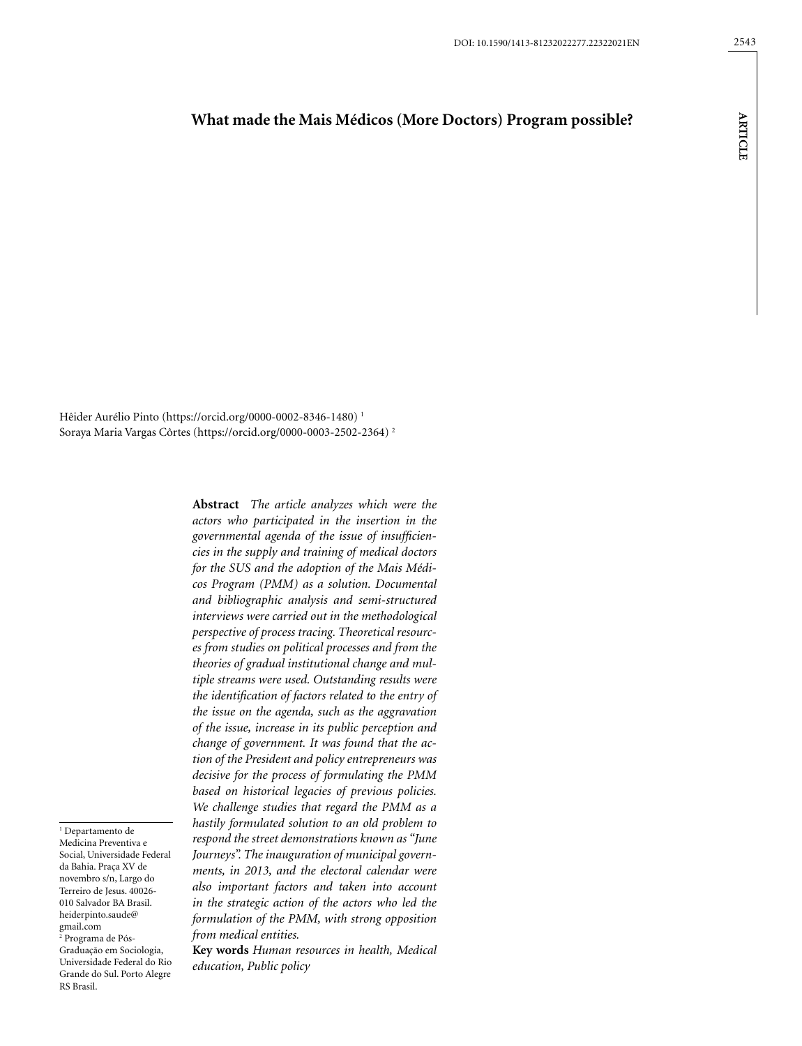# What made the Mais Médicos (More Doctors) Program possible?

Hêider Aurélio Pinto (https://orcid.org/0000-0002-8346-1480) [1]
Soraya Maria Vargas Côrtes (https://orcid.org/0000-0003-2502-2364) [2]

**Abstract** *The article analyzes which were the actors who participated in the insertion in the governmental agenda of the issue of insufficiencies in the supply and training of medical doctors for the SUS and the adoption of the Mais Médicos Program (PMM) as a solution. Documental and bibliographic analysis and semi-structured interviews were carried out in the methodological perspective of process tracing. Theoretical resources from studies on political processes and from the theories of gradual institutional change and multiple streams were used. Outstanding results were the identification of factors related to the entry of the issue on the agenda, such as the aggravation of the issue, increase in its public perception and change of government. It was found that the action of the President and policy entrepreneurs was decisive for the process of formulating the PMM based on historical legacies of previous policies. We challenge studies that regard the PMM as a hastily formulated solution to an old problem to respond the street demonstrations known as "June Journeys". The inauguration of municipal governments, in 2013, and the electoral calendar were also important factors and taken into account in the strategic action of the actors who led the formulation of the PMM, with strong opposition from medical entities.*

**Key words** *Human resources in health, Medical education, Public policy*

[1] Departamento de Medicina Preventiva e Social, Universidade Federal da Bahia. Praça XV de novembro s/n, Largo do Terreiro de Jesus. 40026-010 Salvador BA Brasil. heiderpinto.saude@gmail.com

[2] Programa de Pós-Graduação em Sociologia, Universidade Federal do Rio Grande do Sul. Porto Alegre RS Brasil.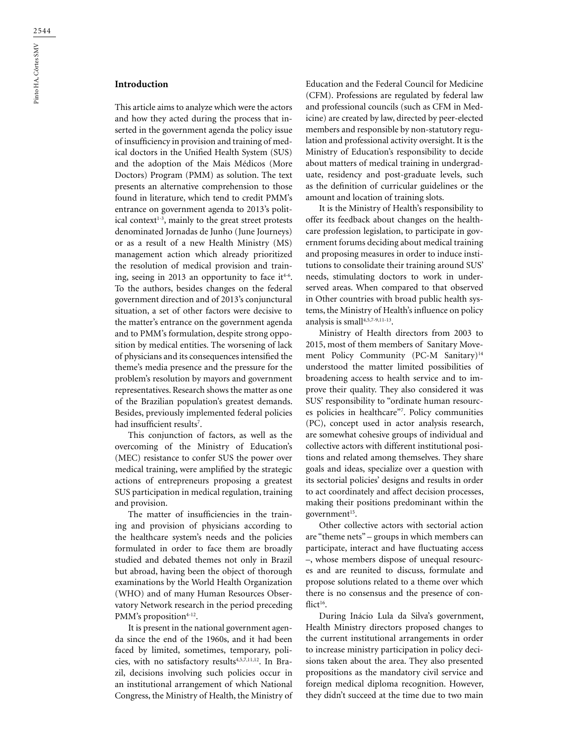## Introduction

This article aims to analyze which were the actors and how they acted during the process that inserted in the government agenda the policy issue of insufficiency in provision and training of medical doctors in the Unified Health System (SUS) and the adoption of the Mais Médicos (More Doctors) Program (PMM) as solution. The text presents an alternative comprehension to those found in literature, which tend to credit PMM's entrance on government agenda to 2013's political context[1-3], mainly to the great street protests denominated Jornadas de Junho (June Journeys) or as a result of a new Health Ministry (MS) management action which already prioritized the resolution of medical provision and training, seeing in 2013 an opportunity to face it[4-6]. To the authors, besides changes on the federal government direction and of 2013's conjunctural situation, a set of other factors were decisive to the matter's entrance on the government agenda and to PMM's formulation, despite strong opposition by medical entities. The worsening of lack of physicians and its consequences intensified the theme's media presence and the pressure for the problem's resolution by mayors and government representatives. Research shows the matter as one of the Brazilian population's greatest demands. Besides, previously implemented federal policies had insufficient results[7].

This conjunction of factors, as well as the overcoming of the Ministry of Education's (MEC) resistance to confer SUS the power over medical training, were amplified by the strategic actions of entrepreneurs proposing a greatest SUS participation in medical regulation, training and provision.

The matter of insufficiencies in the training and provision of physicians according to the healthcare system's needs and the policies formulated in order to face them are broadly studied and debated themes not only in Brazil but abroad, having been the object of thorough examinations by the World Health Organization (WHO) and of many Human Resources Observatory Network research in the period preceding PMM's proposition[4-12].

It is present in the national government agenda since the end of the 1960s, and it had been faced by limited, sometimes, temporary, policies, with no satisfactory results[4,5,7,11,12]. In Brazil, decisions involving such policies occur in an institutional arrangement of which National Congress, the Ministry of Health, the Ministry of Education and the Federal Council for Medicine (CFM). Professions are regulated by federal law and professional councils (such as CFM in Medicine) are created by law, directed by peer-elected members and responsible by non-statutory regulation and professional activity oversight. It is the Ministry of Education's responsibility to decide about matters of medical training in undergraduate, residency and post-graduate levels, such as the definition of curricular guidelines or the amount and location of training slots.

It is the Ministry of Health's responsibility to offer its feedback about changes on the healthcare profession legislation, to participate in government forums deciding about medical training and proposing measures in order to induce institutions to consolidate their training around SUS' needs, stimulating doctors to work in underserved areas. When compared to that observed in Other countries with broad public health systems, the Ministry of Health's influence on policy analysis is small[4,5,7-9,11-13].

Ministry of Health directors from 2003 to 2015, most of them members of Sanitary Movement Policy Community (PC-M Sanitary)[14] understood the matter limited possibilities of broadening access to health service and to improve their quality. They also considered it was SUS' responsibility to "ordinate human resources policies in healthcare"[7]. Policy communities (PC), concept used in actor analysis research, are somewhat cohesive groups of individual and collective actors with different institutional positions and related among themselves. They share goals and ideas, specialize over a question with its sectorial policies' designs and results in order to act coordinately and affect decision processes, making their positions predominant within the government[15].

Other collective actors with sectorial action are "theme nets" – groups in which members can participate, interact and have fluctuating access –, whose members dispose of unequal resources and are reunited to discuss, formulate and propose solutions related to a theme over which there is no consensus and the presence of conflict[16].

During Inácio Lula da Silva's government, Health Ministry directors proposed changes to the current institutional arrangements in order to increase ministry participation in policy decisions taken about the area. They also presented propositions as the mandatory civil service and foreign medical diploma recognition. However, they didn't succeed at the time due to two main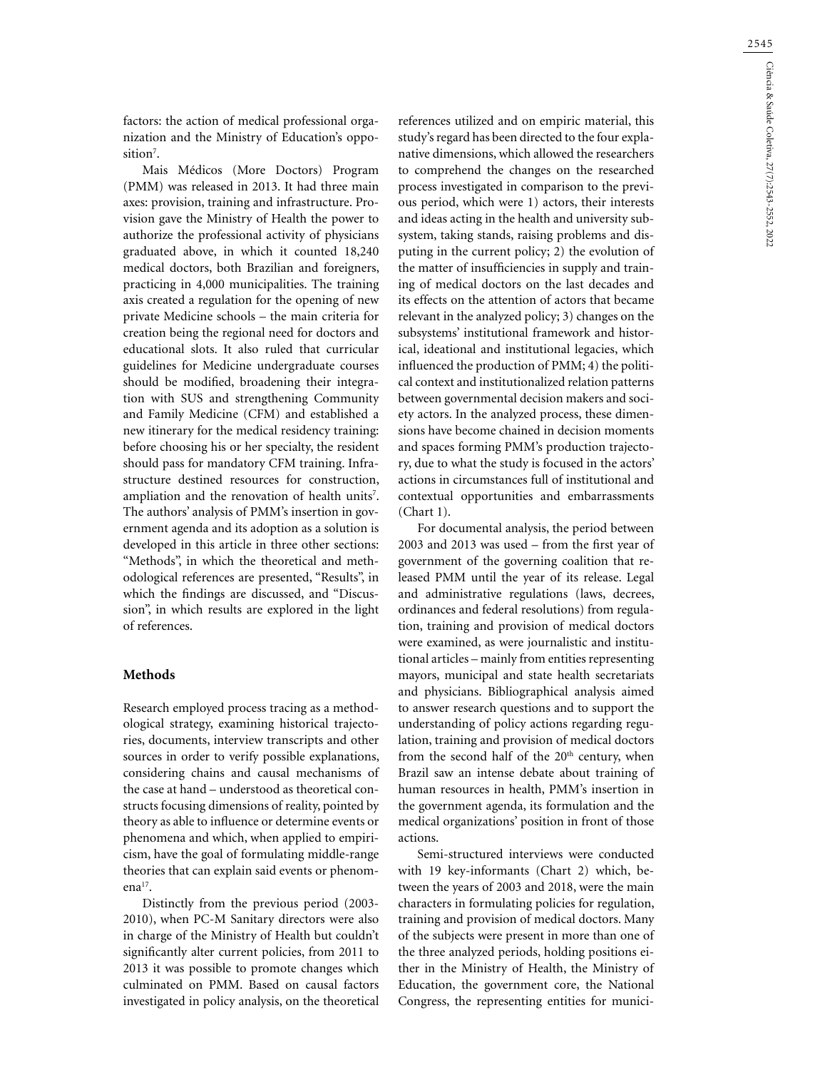factors: the action of medical professional organization and the Ministry of Education's opposition[7].

Mais Médicos (More Doctors) Program (PMM) was released in 2013. It had three main axes: provision, training and infrastructure. Provision gave the Ministry of Health the power to authorize the professional activity of physicians graduated above, in which it counted 18,240 medical doctors, both Brazilian and foreigners, practicing in 4,000 municipalities. The training axis created a regulation for the opening of new private Medicine schools – the main criteria for creation being the regional need for doctors and educational slots. It also ruled that curricular guidelines for Medicine undergraduate courses should be modified, broadening their integration with SUS and strengthening Community and Family Medicine (CFM) and established a new itinerary for the medical residency training: before choosing his or her specialty, the resident should pass for mandatory CFM training. Infrastructure destined resources for construction, ampliation and the renovation of health units[7]. The authors' analysis of PMM's insertion in government agenda and its adoption as a solution is developed in this article in three other sections: "Methods", in which the theoretical and methodological references are presented, "Results", in which the findings are discussed, and "Discussion", in which results are explored in the light of references.

## Methods

Research employed process tracing as a methodological strategy, examining historical trajectories, documents, interview transcripts and other sources in order to verify possible explanations, considering chains and causal mechanisms of the case at hand – understood as theoretical constructs focusing dimensions of reality, pointed by theory as able to influence or determine events or phenomena and which, when applied to empiricism, have the goal of formulating middle-range theories that can explain said events or phenomena[17].

Distinctly from the previous period (2003-2010), when PC-M Sanitary directors were also in charge of the Ministry of Health but couldn't significantly alter current policies, from 2011 to 2013 it was possible to promote changes which culminated on PMM. Based on causal factors investigated in policy analysis, on the theoretical references utilized and on empiric material, this study's regard has been directed to the four explanative dimensions, which allowed the researchers to comprehend the changes on the researched process investigated in comparison to the previous period, which were 1) actors, their interests and ideas acting in the health and university subsystem, taking stands, raising problems and disputing in the current policy; 2) the evolution of the matter of insufficiencies in supply and training of medical doctors on the last decades and its effects on the attention of actors that became relevant in the analyzed policy; 3) changes on the subsystems' institutional framework and historical, ideational and institutional legacies, which influenced the production of PMM; 4) the political context and institutionalized relation patterns between governmental decision makers and society actors. In the analyzed process, these dimensions have become chained in decision moments and spaces forming PMM's production trajectory, due to what the study is focused in the actors' actions in circumstances full of institutional and contextual opportunities and embarrassments (Chart 1).

For documental analysis, the period between 2003 and 2013 was used – from the first year of government of the governing coalition that released PMM until the year of its release. Legal and administrative regulations (laws, decrees, ordinances and federal resolutions) from regulation, training and provision of medical doctors were examined, as were journalistic and institutional articles – mainly from entities representing mayors, municipal and state health secretariats and physicians. Bibliographical analysis aimed to answer research questions and to support the understanding of policy actions regarding regulation, training and provision of medical doctors from the second half of the 20th century, when Brazil saw an intense debate about training of human resources in health, PMM's insertion in the government agenda, its formulation and the medical organizations' position in front of those actions.

Semi-structured interviews were conducted with 19 key-informants (Chart 2) which, between the years of 2003 and 2018, were the main characters in formulating policies for regulation, training and provision of medical doctors. Many of the subjects were present in more than one of the three analyzed periods, holding positions either in the Ministry of Health, the Ministry of Education, the government core, the National Congress, the representing entities for munici-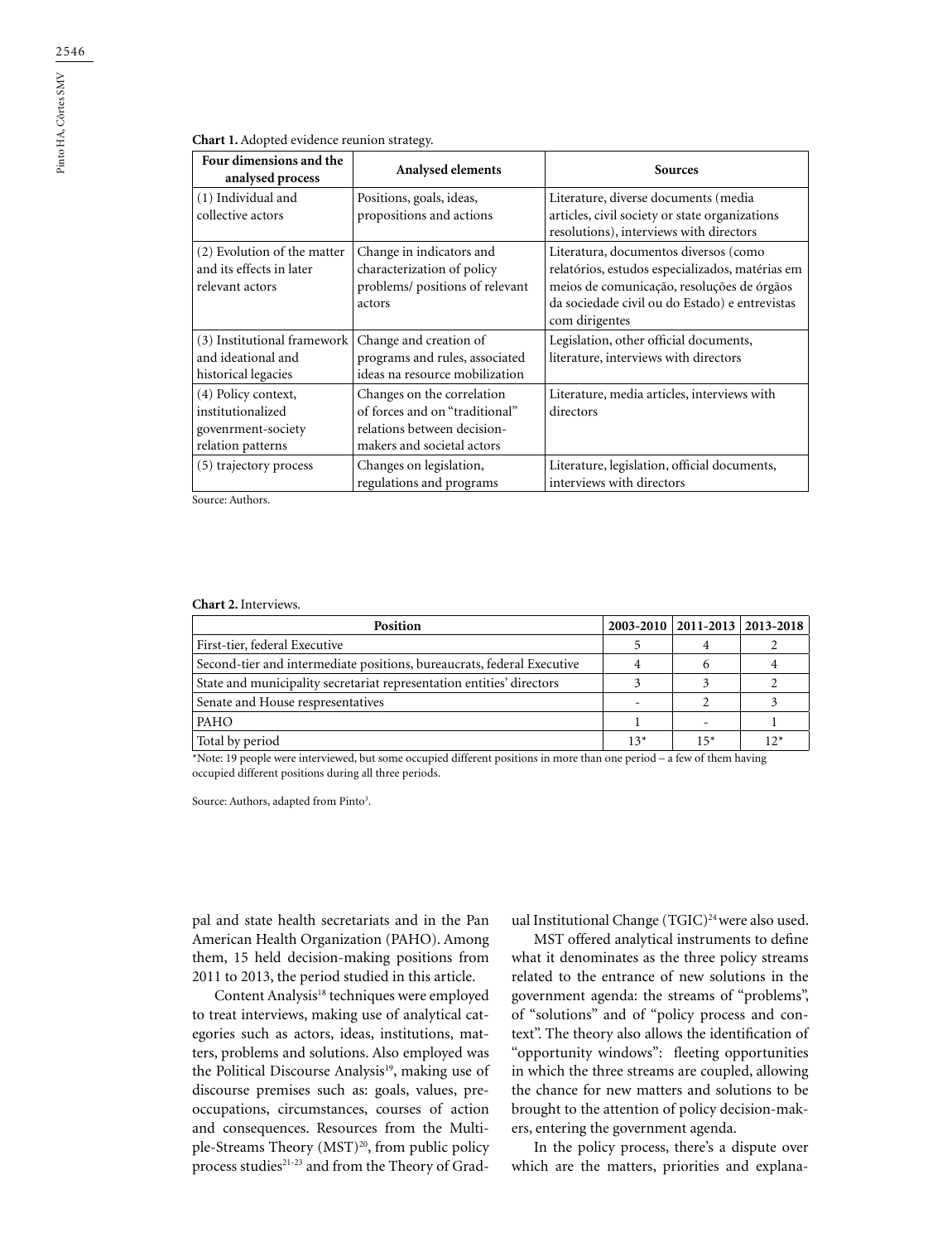**Chart 1.** Adopted evidence reunion strategy.

| Four dimensions and the analysed process | Analysed elements | Sources |
|---|---|---|
| (1) Individual and collective actors | Positions, goals, ideas, propositions and actions | Literature, diverse documents (media articles, civil society or state organizations resolutions), interviews with directors |
| (2) Evolution of the matter and its effects in later relevant actors | Change in indicators and characterization of policy problems/ positions of relevant actors | Literatura, documentos diversos (como relatórios, estudos especializados, matérias em meios de comunicação, resoluções de órgãos da sociedade civil ou do Estado) e entrevistas com dirigentes |
| (3) Institutional framework and ideational and historical legacies | Change and creation of programs and rules, associated ideas na resource mobilization | Legislation, other official documents, literature, interviews with directors |
| (4) Policy context, institutionalized govenrment-society relation patterns | Changes on the correlation of forces and on "traditional" relations between decision-makers and societal actors | Literature, media articles, interviews with directors |
| (5) trajectory process | Changes on legislation, regulations and programs | Literature, legislation, official documents, interviews with directors |

Source: Authors.

**Chart 2.** Interviews.

| Position | 2003-2010 | 2011-2013 | 2013-2018 |
|---|---|---|---|
| First-tier, federal Executive | 5 | 4 | 2 |
| Second-tier and intermediate positions, bureaucrats, federal Executive | 4 | 6 | 4 |
| State and municipality secretariat representation entities' directors | 3 | 3 | 2 |
| Senate and House respresentatives | - | 2 | 3 |
| PAHO | 1 | - | 1 |
| Total by period | 13* | 15* | 12* |

*Note: 19 people were interviewed, but some occupied different positions in more than one period – a few of them having occupied different positions during all three periods.

Source: Authors, adapted from Pinto[3].

pal and state health secretariats and in the Pan American Health Organization (PAHO). Among them, 15 held decision-making positions from 2011 to 2013, the period studied in this article.

Content Analysis[18] techniques were employed to treat interviews, making use of analytical categories such as actors, ideas, institutions, matters, problems and solutions. Also employed was the Political Discourse Analysis[19], making use of discourse premises such as: goals, values, preoccupations, circumstances, courses of action and consequences. Resources from the Multiple-Streams Theory (MST)[20], from public policy process studies[21-23] and from the Theory of Gradual Institutional Change (TGIC)[24] were also used.

MST offered analytical instruments to define what it denominates as the three policy streams related to the entrance of new solutions in the government agenda: the streams of "problems", of "solutions" and of "policy process and context". The theory also allows the identification of "opportunity windows": fleeting opportunities in which the three streams are coupled, allowing the chance for new matters and solutions to be brought to the attention of policy decision-makers, entering the government agenda.

In the policy process, there's a dispute over which are the matters, priorities and explana-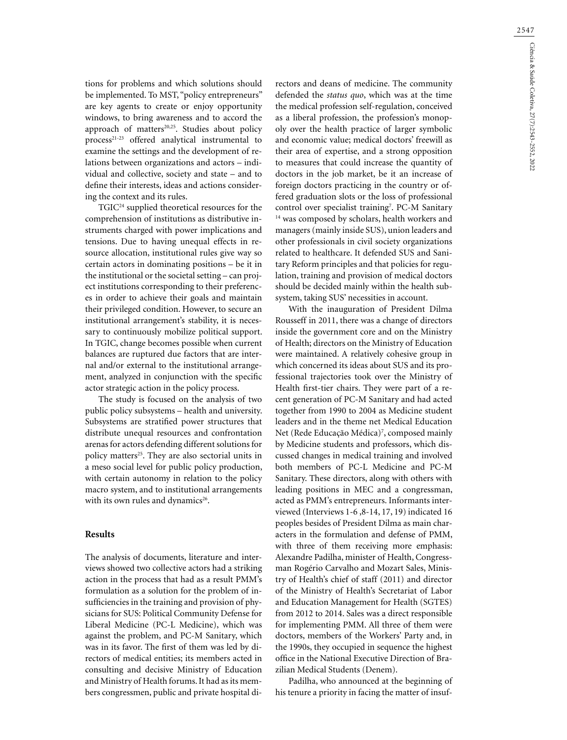tions for problems and which solutions should be implemented. To MST, "policy entrepreneurs" are key agents to create or enjoy opportunity windows, to bring awareness and to accord the approach of matters[20,25]. Studies about policy process[21-23] offered analytical instrumental to examine the settings and the development of relations between organizations and actors – individual and collective, society and state – and to define their interests, ideas and actions considering the context and its rules.

TGIC[24] supplied theoretical resources for the comprehension of institutions as distributive instruments charged with power implications and tensions. Due to having unequal effects in resource allocation, institutional rules give way so certain actors in dominating positions – be it in the institutional or the societal setting – can project institutions corresponding to their preferences in order to achieve their goals and maintain their privileged condition. However, to secure an institutional arrangement's stability, it is necessary to continuously mobilize political support. In TGIC, change becomes possible when current balances are ruptured due factors that are internal and/or external to the institutional arrangement, analyzed in conjunction with the specific actor strategic action in the policy process.

The study is focused on the analysis of two public policy subsystems – health and university. Subsystems are stratified power structures that distribute unequal resources and confrontation arenas for actors defending different solutions for policy matters[25]. They are also sectorial units in a meso social level for public policy production, with certain autonomy in relation to the policy macro system, and to institutional arrangements with its own rules and dynamics[26].

## Results

The analysis of documents, literature and interviews showed two collective actors had a striking action in the process that had as a result PMM's formulation as a solution for the problem of insufficiencies in the training and provision of physicians for SUS: Political Community Defense for Liberal Medicine (PC-L Medicine), which was against the problem, and PC-M Sanitary, which was in its favor. The first of them was led by directors of medical entities; its members acted in consulting and decisive Ministry of Education and Ministry of Health forums. It had as its members congressmen, public and private hospital directors and deans of medicine. The community defended the *status quo*, which was at the time the medical profession self-regulation, conceived as a liberal profession, the profession's monopoly over the health practice of larger symbolic and economic value; medical doctors' freewill as their area of expertise, and a strong opposition to measures that could increase the quantity of doctors in the job market, be it an increase of foreign doctors practicing in the country or offered graduation slots or the loss of professional control over specialist training[7]. PC-M Sanitary [14] was composed by scholars, health workers and managers (mainly inside SUS), union leaders and other professionals in civil society organizations related to healthcare. It defended SUS and Sanitary Reform principles and that policies for regulation, training and provision of medical doctors should be decided mainly within the health subsystem, taking SUS' necessities in account.

With the inauguration of President Dilma Rousseff in 2011, there was a change of directors inside the government core and on the Ministry of Health; directors on the Ministry of Education were maintained. A relatively cohesive group in which concerned its ideas about SUS and its professional trajectories took over the Ministry of Health first-tier chairs. They were part of a recent generation of PC-M Sanitary and had acted together from 1990 to 2004 as Medicine student leaders and in the theme net Medical Education Net (Rede Educação Médica)[7], composed mainly by Medicine students and professors, which discussed changes in medical training and involved both members of PC-L Medicine and PC-M Sanitary. These directors, along with others with leading positions in MEC and a congressman, acted as PMM's entrepreneurs. Informants interviewed (Interviews 1-6 ,8-14, 17, 19) indicated 16 peoples besides of President Dilma as main characters in the formulation and defense of PMM, with three of them receiving more emphasis: Alexandre Padilha, minister of Health, Congressman Rogério Carvalho and Mozart Sales, Ministry of Health's chief of staff (2011) and director of the Ministry of Health's Secretariat of Labor and Education Management for Health (SGTES) from 2012 to 2014. Sales was a direct responsible for implementing PMM. All three of them were doctors, members of the Workers' Party and, in the 1990s, they occupied in sequence the highest office in the National Executive Direction of Brazilian Medical Students (Denem).

Padilha, who announced at the beginning of his tenure a priority in facing the matter of insuf-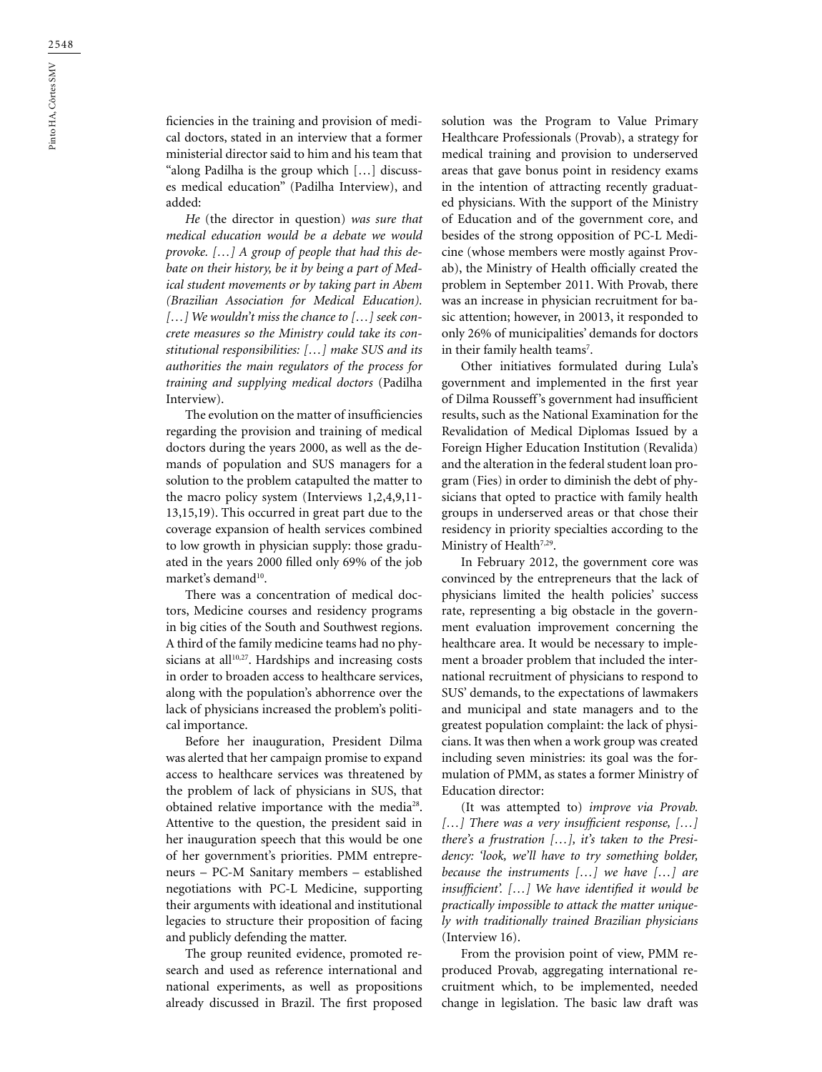ficiencies in the training and provision of medical doctors, stated in an interview that a former ministerial director said to him and his team that "along Padilha is the group which […] discusses medical education" (Padilha Interview), and added:

*He* (the director in question) *was sure that medical education would be a debate we would provoke. […] A group of people that had this debate on their history, be it by being a part of Medical student movements or by taking part in Abem (Brazilian Association for Medical Education). […] We wouldn't miss the chance to […] seek concrete measures so the Ministry could take its constitutional responsibilities: […] make SUS and its authorities the main regulators of the process for training and supplying medical doctors* (Padilha Interview).

The evolution on the matter of insufficiencies regarding the provision and training of medical doctors during the years 2000, as well as the demands of population and SUS managers for a solution to the problem catapulted the matter to the macro policy system (Interviews 1,2,4,9,11-13,15,19). This occurred in great part due to the coverage expansion of health services combined to low growth in physician supply: those graduated in the years 2000 filled only 69% of the job market's demand[10].

There was a concentration of medical doctors, Medicine courses and residency programs in big cities of the South and Southwest regions. A third of the family medicine teams had no physicians at all[10,27]. Hardships and increasing costs in order to broaden access to healthcare services, along with the population's abhorrence over the lack of physicians increased the problem's political importance.

Before her inauguration, President Dilma was alerted that her campaign promise to expand access to healthcare services was threatened by the problem of lack of physicians in SUS, that obtained relative importance with the media[28]. Attentive to the question, the president said in her inauguration speech that this would be one of her government's priorities. PMM entrepreneurs – PC-M Sanitary members – established negotiations with PC-L Medicine, supporting their arguments with ideational and institutional legacies to structure their proposition of facing and publicly defending the matter.

The group reunited evidence, promoted research and used as reference international and national experiments, as well as propositions already discussed in Brazil. The first proposed solution was the Program to Value Primary Healthcare Professionals (Provab), a strategy for medical training and provision to underserved areas that gave bonus point in residency exams in the intention of attracting recently graduated physicians. With the support of the Ministry of Education and of the government core, and besides of the strong opposition of PC-L Medicine (whose members were mostly against Provab), the Ministry of Health officially created the problem in September 2011. With Provab, there was an increase in physician recruitment for basic attention; however, in 20013, it responded to only 26% of municipalities' demands for doctors in their family health teams[7].

Other initiatives formulated during Lula's government and implemented in the first year of Dilma Rousseff's government had insufficient results, such as the National Examination for the Revalidation of Medical Diplomas Issued by a Foreign Higher Education Institution (Revalida) and the alteration in the federal student loan program (Fies) in order to diminish the debt of physicians that opted to practice with family health groups in underserved areas or that chose their residency in priority specialties according to the Ministry of Health[7,29].

In February 2012, the government core was convinced by the entrepreneurs that the lack of physicians limited the health policies' success rate, representing a big obstacle in the government evaluation improvement concerning the healthcare area. It would be necessary to implement a broader problem that included the international recruitment of physicians to respond to SUS' demands, to the expectations of lawmakers and municipal and state managers and to the greatest population complaint: the lack of physicians. It was then when a work group was created including seven ministries: its goal was the formulation of PMM, as states a former Ministry of Education director:

(It was attempted to) *improve via Provab. […] There was a very insufficient response, […] there's a frustration […], it's taken to the Presidency: 'look, we'll have to try something bolder, because the instruments […] we have […] are insufficient'. […] We have identified it would be practically impossible to attack the matter uniquely with traditionally trained Brazilian physicians* (Interview 16).

From the provision point of view, PMM reproduced Provab, aggregating international recruitment which, to be implemented, needed change in legislation. The basic law draft was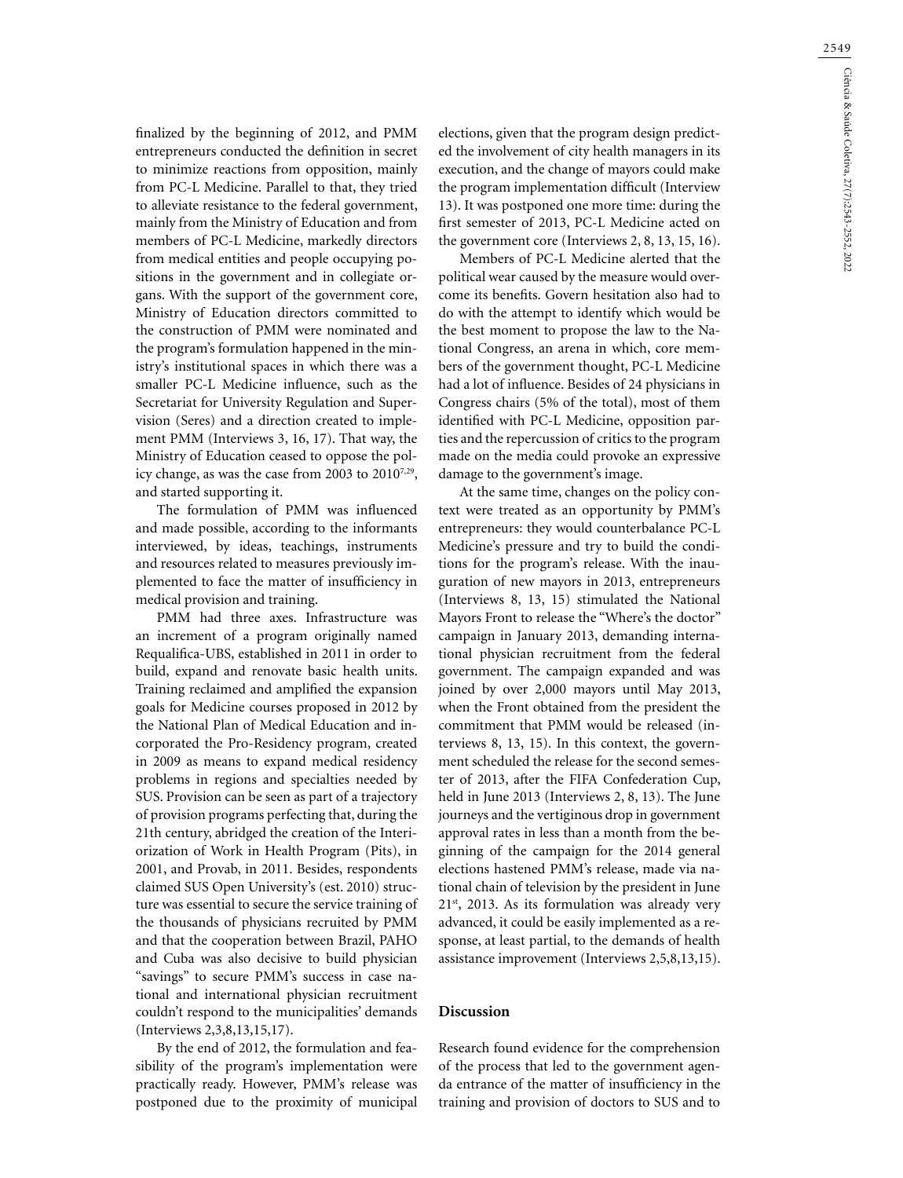finalized by the beginning of 2012, and PMM entrepreneurs conducted the definition in secret to minimize reactions from opposition, mainly from PC-L Medicine. Parallel to that, they tried to alleviate resistance to the federal government, mainly from the Ministry of Education and from members of PC-L Medicine, markedly directors from medical entities and people occupying positions in the government and in collegiate organs. With the support of the government core, Ministry of Education directors committed to the construction of PMM were nominated and the program's formulation happened in the ministry's institutional spaces in which there was a smaller PC-L Medicine influence, such as the Secretariat for University Regulation and Supervision (Seres) and a direction created to implement PMM (Interviews 3, 16, 17). That way, the Ministry of Education ceased to oppose the policy change, as was the case from 2003 to 2010[7,29], and started supporting it.

The formulation of PMM was influenced and made possible, according to the informants interviewed, by ideas, teachings, instruments and resources related to measures previously implemented to face the matter of insufficiency in medical provision and training.

PMM had three axes. Infrastructure was an increment of a program originally named Requalifica-UBS, established in 2011 in order to build, expand and renovate basic health units. Training reclaimed and amplified the expansion goals for Medicine courses proposed in 2012 by the National Plan of Medical Education and incorporated the Pro-Residency program, created in 2009 as means to expand medical residency problems in regions and specialties needed by SUS. Provision can be seen as part of a trajectory of provision programs perfecting that, during the 21th century, abridged the creation of the Interiorization of Work in Health Program (Pits), in 2001, and Provab, in 2011. Besides, respondents claimed SUS Open University's (est. 2010) structure was essential to secure the service training of the thousands of physicians recruited by PMM and that the cooperation between Brazil, PAHO and Cuba was also decisive to build physician "savings" to secure PMM's success in case national and international physician recruitment couldn't respond to the municipalities' demands (Interviews 2,3,8,13,15,17).

By the end of 2012, the formulation and feasibility of the program's implementation were practically ready. However, PMM's release was postponed due to the proximity of municipal elections, given that the program design predicted the involvement of city health managers in its execution, and the change of mayors could make the program implementation difficult (Interview 13). It was postponed one more time: during the first semester of 2013, PC-L Medicine acted on the government core (Interviews 2, 8, 13, 15, 16).

Members of PC-L Medicine alerted that the political wear caused by the measure would overcome its benefits. Govern hesitation also had to do with the attempt to identify which would be the best moment to propose the law to the National Congress, an arena in which, core members of the government thought, PC-L Medicine had a lot of influence. Besides of 24 physicians in Congress chairs (5% of the total), most of them identified with PC-L Medicine, opposition parties and the repercussion of critics to the program made on the media could provoke an expressive damage to the government's image.

At the same time, changes on the policy context were treated as an opportunity by PMM's entrepreneurs: they would counterbalance PC-L Medicine's pressure and try to build the conditions for the program's release. With the inauguration of new mayors in 2013, entrepreneurs (Interviews 8, 13, 15) stimulated the National Mayors Front to release the "Where's the doctor" campaign in January 2013, demanding international physician recruitment from the federal government. The campaign expanded and was joined by over 2,000 mayors until May 2013, when the Front obtained from the president the commitment that PMM would be released (interviews 8, 13, 15). In this context, the government scheduled the release for the second semester of 2013, after the FIFA Confederation Cup, held in June 2013 (Interviews 2, 8, 13). The June journeys and the vertiginous drop in government approval rates in less than a month from the beginning of the campaign for the 2014 general elections hastened PMM's release, made via national chain of television by the president in June 21st, 2013. As its formulation was already very advanced, it could be easily implemented as a response, at least partial, to the demands of health assistance improvement (Interviews 2,5,8,13,15).

## Discussion

Research found evidence for the comprehension of the process that led to the government agenda entrance of the matter of insufficiency in the training and provision of doctors to SUS and to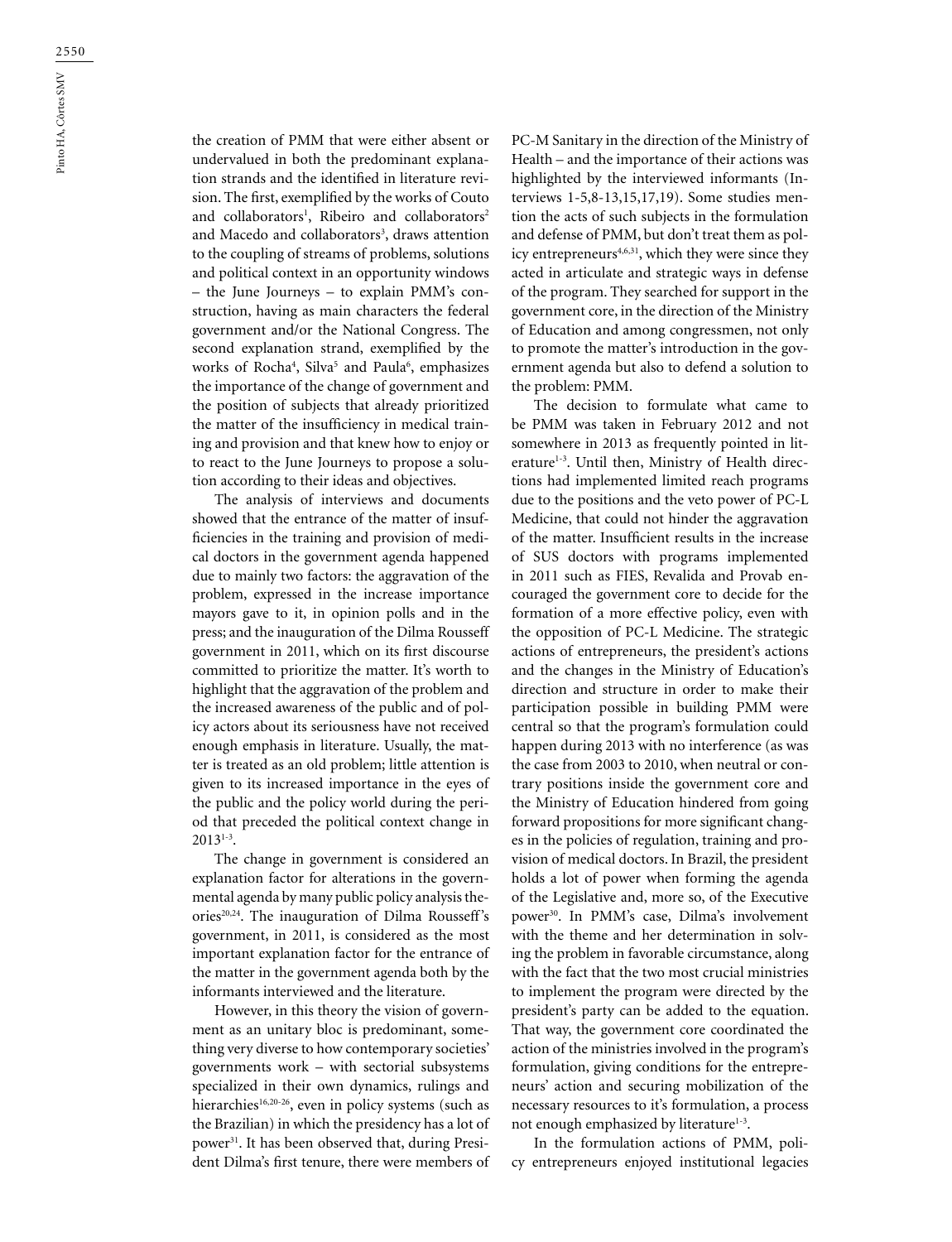the creation of PMM that were either absent or undervalued in both the predominant explanation strands and the identified in literature revision. The first, exemplified by the works of Couto and collaborators[1], Ribeiro and collaborators[2] and Macedo and collaborators[3], draws attention to the coupling of streams of problems, solutions and political context in an opportunity windows – the June Journeys – to explain PMM's construction, having as main characters the federal government and/or the National Congress. The second explanation strand, exemplified by the works of Rocha[4], Silva[5] and Paula[6], emphasizes the importance of the change of government and the position of subjects that already prioritized the matter of the insufficiency in medical training and provision and that knew how to enjoy or to react to the June Journeys to propose a solution according to their ideas and objectives.

The analysis of interviews and documents showed that the entrance of the matter of insufficiencies in the training and provision of medical doctors in the government agenda happened due to mainly two factors: the aggravation of the problem, expressed in the increase importance mayors gave to it, in opinion polls and in the press; and the inauguration of the Dilma Rousseff government in 2011, which on its first discourse committed to prioritize the matter. It's worth to highlight that the aggravation of the problem and the increased awareness of the public and of policy actors about its seriousness have not received enough emphasis in literature. Usually, the matter is treated as an old problem; little attention is given to its increased importance in the eyes of the public and the policy world during the period that preceded the political context change in 2013[1-3].

The change in government is considered an explanation factor for alterations in the governmental agenda by many public policy analysis theories[20,24]. The inauguration of Dilma Rousseff's government, in 2011, is considered as the most important explanation factor for the entrance of the matter in the government agenda both by the informants interviewed and the literature.

However, in this theory the vision of government as an unitary bloc is predominant, something very diverse to how contemporary societies' governments work – with sectorial subsystems specialized in their own dynamics, rulings and hierarchies[16,20-26], even in policy systems (such as the Brazilian) in which the presidency has a lot of power[31]. It has been observed that, during President Dilma's first tenure, there were members of PC-M Sanitary in the direction of the Ministry of Health – and the importance of their actions was highlighted by the interviewed informants (Interviews 1-5,8-13,15,17,19). Some studies mention the acts of such subjects in the formulation and defense of PMM, but don't treat them as policy entrepreneurs[4,6,31], which they were since they acted in articulate and strategic ways in defense of the program. They searched for support in the government core, in the direction of the Ministry of Education and among congressmen, not only to promote the matter's introduction in the government agenda but also to defend a solution to the problem: PMM.

The decision to formulate what came to be PMM was taken in February 2012 and not somewhere in 2013 as frequently pointed in literature[1-3]. Until then, Ministry of Health directions had implemented limited reach programs due to the positions and the veto power of PC-L Medicine, that could not hinder the aggravation of the matter. Insufficient results in the increase of SUS doctors with programs implemented in 2011 such as FIES, Revalida and Provab encouraged the government core to decide for the formation of a more effective policy, even with the opposition of PC-L Medicine. The strategic actions of entrepreneurs, the president's actions and the changes in the Ministry of Education's direction and structure in order to make their participation possible in building PMM were central so that the program's formulation could happen during 2013 with no interference (as was the case from 2003 to 2010, when neutral or contrary positions inside the government core and the Ministry of Education hindered from going forward propositions for more significant changes in the policies of regulation, training and provision of medical doctors. In Brazil, the president holds a lot of power when forming the agenda of the Legislative and, more so, of the Executive power[30]. In PMM's case, Dilma's involvement with the theme and her determination in solving the problem in favorable circumstance, along with the fact that the two most crucial ministries to implement the program were directed by the president's party can be added to the equation. That way, the government core coordinated the action of the ministries involved in the program's formulation, giving conditions for the entrepreneurs' action and securing mobilization of the necessary resources to it's formulation, a process not enough emphasized by literature[1-3].

In the formulation actions of PMM, policy entrepreneurs enjoyed institutional legacies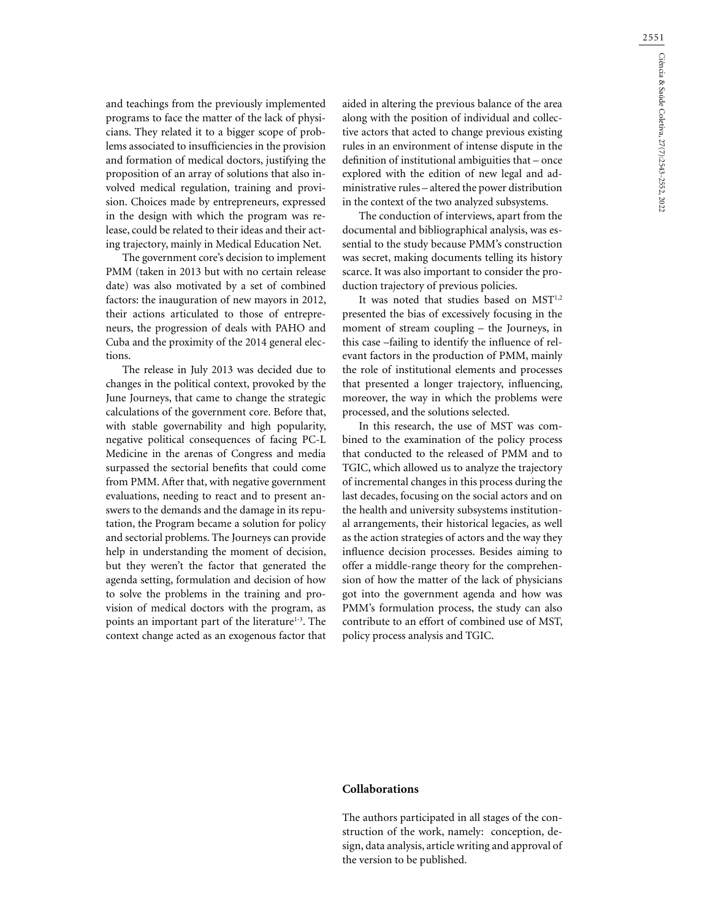and teachings from the previously implemented programs to face the matter of the lack of physicians. They related it to a bigger scope of problems associated to insufficiencies in the provision and formation of medical doctors, justifying the proposition of an array of solutions that also involved medical regulation, training and provision. Choices made by entrepreneurs, expressed in the design with which the program was release, could be related to their ideas and their acting trajectory, mainly in Medical Education Net.

The government core's decision to implement PMM (taken in 2013 but with no certain release date) was also motivated by a set of combined factors: the inauguration of new mayors in 2012, their actions articulated to those of entrepreneurs, the progression of deals with PAHO and Cuba and the proximity of the 2014 general elections.

The release in July 2013 was decided due to changes in the political context, provoked by the June Journeys, that came to change the strategic calculations of the government core. Before that, with stable governability and high popularity, negative political consequences of facing PC-L Medicine in the arenas of Congress and media surpassed the sectorial benefits that could come from PMM. After that, with negative government evaluations, needing to react and to present answers to the demands and the damage in its reputation, the Program became a solution for policy and sectorial problems. The Journeys can provide help in understanding the moment of decision, but they weren't the factor that generated the agenda setting, formulation and decision of how to solve the problems in the training and provision of medical doctors with the program, as points an important part of the literature[1-3]. The context change acted as an exogenous factor that aided in altering the previous balance of the area along with the position of individual and collective actors that acted to change previous existing rules in an environment of intense dispute in the definition of institutional ambiguities that – once explored with the edition of new legal and administrative rules – altered the power distribution in the context of the two analyzed subsystems.

The conduction of interviews, apart from the documental and bibliographical analysis, was essential to the study because PMM's construction was secret, making documents telling its history scarce. It was also important to consider the production trajectory of previous policies.

It was noted that studies based on MST[1,2] presented the bias of excessively focusing in the moment of stream coupling – the Journeys, in this case –failing to identify the influence of relevant factors in the production of PMM, mainly the role of institutional elements and processes that presented a longer trajectory, influencing, moreover, the way in which the problems were processed, and the solutions selected.

In this research, the use of MST was combined to the examination of the policy process that conducted to the released of PMM and to TGIC, which allowed us to analyze the trajectory of incremental changes in this process during the last decades, focusing on the social actors and on the health and university subsystems institutional arrangements, their historical legacies, as well as the action strategies of actors and the way they influence decision processes. Besides aiming to offer a middle-range theory for the comprehension of how the matter of the lack of physicians got into the government agenda and how was PMM's formulation process, the study can also contribute to an effort of combined use of MST, policy process analysis and TGIC.

## Collaborations

The authors participated in all stages of the construction of the work, namely: conception, design, data analysis, article writing and approval of the version to be published.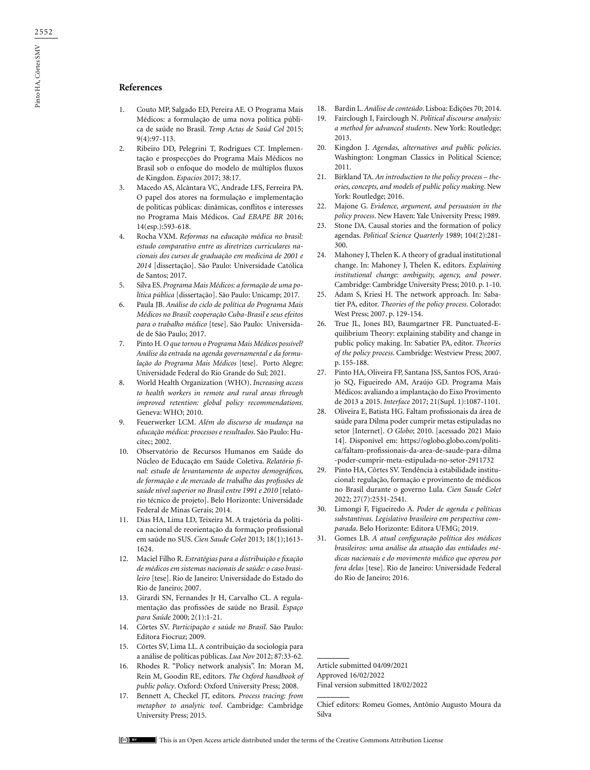## References

1. Couto MP, Salgado ED, Pereira AE. O Programa Mais Médicos: a formulação de uma nova política pública de saúde no Brasil. *Temp Actas de Saúd Col* 2015; 9(4):97-113.
2. Ribeiro DD, Pelegrini T, Rodrigues CT. Implementação e prospecções do Programa Mais Médicos no Brasil sob o enfoque do modelo de múltiplos fluxos de Kingdon. *Espacios* 2017; 38:17.
3. Macedo AS, Alcântara VC, Andrade LFS, Ferreira PA. O papel dos atores na formulação e implementação de políticas públicas: dinâmicas, conflitos e interesses no Programa Mais Médicos. *Cad EBAPE BR* 2016; 14(esp.):593-618.
4. Rocha VXM. *Reformas na educação médica no brasil: estudo comparativo entre as diretrizes curriculares nacionais dos cursos de graduação em medicina de 2001 e 2014* [dissertação]. São Paulo: Universidade Católica de Santos; 2017.
5. Silva ES. *Programa Mais Médicos: a formação de uma política pública* [dissertação]. São Paulo: Unicamp; 2017.
6. Paula JB. *Análise do ciclo de política do Programa Mais Médicos no Brasil: cooperação Cuba-Brasil e seus efeitos para o trabalho médico* [tese]. São Paulo: Universidade de São Paulo; 2017.
7. Pinto H. *O que tornou o Programa Mais Médicos possível? Análise da entrada na agenda governamental e da formulação do Programa Mais Médicos* [tese]. Porto Alegre: Universidade Federal do Rio Grande do Sul; 2021.
8. World Health Organization (WHO). *Increasing access to health workers in remote and rural areas through improved retention: global policy recommendations*. Geneva: WHO; 2010.
9. Feuerwerker LCM. *Além do discurso de mudança na educação médica: processos e resultados*. São Paulo: Hucitec; 2002.
10. Observatório de Recursos Humanos em Saúde do Núcleo de Educação em Saúde Coletiva. *Relatório final: estudo de levantamento de aspectos demográficos, de formação e de mercado de trabalho das profissões de saúde nível superior no Brasil entre 1991 e 2010* [relatório técnico de projeto]. Belo Horizonte: Universidade Federal de Minas Gerais; 2014.
11. Dias HA, Lima LD, Teixeira M. A trajetória da política nacional de reorientação da formação profissional em saúde no SUS. *Cien Saude Colet* 2013; 18(1);1613-1624.
12. Maciel Filho R. *Estratégias para a distribuição e fixação de médicos em sistemas nacionais de saúde: o caso brasileiro* [tese]. Rio de Janeiro: Universidade do Estado do Rio de Janeiro; 2007.
13. Girardi SN, Fernandes Jr H, Carvalho CL. A regulamentação das profissões de saúde no Brasil. *Espaço para Saúde* 2000; 2(1):1-21.
14. Côrtes SV. *Participação e saúde no Brasil*. São Paulo: Editora Fiocruz; 2009.
15. Côrtes SV, Lima LL. A contribuição da sociologia para a análise de políticas públicas. *Lua Nov* 2012; 87:33-62.
16. Rhodes R. "Policy network analysis". In: Moran M, Rein M, Goodin RE, editors. *The Oxford handbook of public policy*. Oxford: Oxford University Press; 2008.
17. Bennett A, Checkel JT, editors. *Process tracing: from metaphor to analytic tool*. Cambridge: Cambridge University Press; 2015.
18. Bardin L. *Análise de conteúdo*. Lisboa: Edições 70; 2014.
19. Fairclough I, Fairclough N. *Political discourse analysis: a method for advanced students*. New York: Routledge; 2013.
20. Kingdon J. *Agendas, alternatives and public policies*. Washington: Longman Classics in Political Science; 2011.
21. Birkland TA. *An introduction to the policy process – theories, concepts, and models of public policy making*. New York: Routledge; 2016.
22. Majone G. *Evidence, argument, and persuasion in the policy process*. New Haven: Yale University Press; 1989.
23. Stone DA. Causal stories and the formation of policy agendas. *Political Science Quarterly* 1989; 104(2):281-300.
24. Mahoney J, Thelen K. A theory of gradual institutional change. In: Mahoney J, Thelen K, editors. *Explaining institutional change: ambiguity, agency, and power*. Cambridge: Cambridge University Press; 2010. p. 1-10.
25. Adam S, Kriesi H. The network approach. In: Sabatier PA, editor. *Theories of the policy process*. Colorado: West Press; 2007. p. 129-154.
26. True JL, Jones BD, Baumgartner FR. Punctuated-Equilibrium Theory: explaining stability and change in public policy making. In: Sabatier PA, editor. *Theories of the policy process*. Cambridge: Westview Press; 2007. p. 155-188.
27. Pinto HA, Oliveira FP, Santana JSS, Santos FOS, Araújo SQ, Figueiredo AM, Araújo GD. Programa Mais Médicos: avaliando a implantação do Eixo Provimento de 2013 a 2015. *Interface* 2017; 21(Supl. 1):1087-1101.
28. Oliveira E, Batista HG. Faltam profissionais da área de saúde para Dilma poder cumprir metas estipuladas no setor [Internet]. *O Globo*; 2010. [acessado 2021 Maio 14]. Disponível em: https://oglobo.globo.com/politica/faltam-profissionais-da-area-de-saude-para-dilma-poder-cumprir-meta-estipulada-no-setor-2911732
29. Pinto HA, Côrtes SV. Tendência à estabilidade institucional: regulação, formação e provimento de médicos no Brasil durante o governo Lula. *Cien Saude Colet* 2022; 27(7):2531-2541.
30. Limongi F, Figueiredo A. *Poder de agenda e políticas substantivas. Legislativo brasileiro em perspectiva comparada*. Belo Horizonte: Editora UFMG; 2019.
31. Gomes LB. *A atual configuração política dos médicos brasileiros: uma análise da atuação das entidades médicas nacionais e do movimento médico que operou por fora delas* [tese]. Rio de Janeiro: Universidade Federal do Rio de Janeiro; 2016.

Article submitted 04/09/2021
Approved 16/02/2022
Final version submitted 18/02/2022

Chief editors: Romeu Gomes, Antônio Augusto Moura da Silva

This is an Open Access article distributed under the terms of the Creative Commons Attribution License